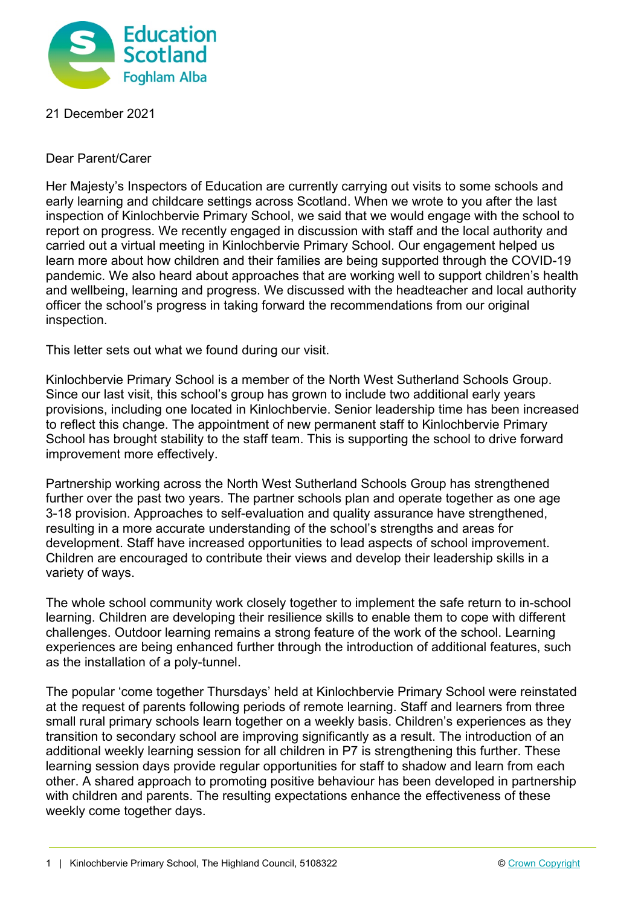21 December 2021

Dear Parent/Carer

Her Majesty's Inspectors of Education are currently carrying out visits to some schools and early learning and childcare settings across Scotland. When we wrote to you after the last inspection of Kinlochbervie Primary School, we said that we would engage with the school to report on progress. We recently engaged in discussion with staff and the local authority and carried out a virtual meeting in Kinlochbervie Primary School. Our engagement helped us learn more about how children and their families are being supported through the COVID-19 pandemic. We also heard about approaches that are working well to support children's health and wellbeing, learning and progress. We discussed with the headteacher and local authority officer the school's progress in taking forward the recommendations from our original inspection.

This letter sets out what we found during our visit.

Kinlochbervie Primary School is a member of the North West Sutherland Schools Group. Since our last visit, this school's group has grown to include two additional early years provisions, including one located in Kinlochbervie. Senior leadership time has been increased to reflect this change. The appointment of new permanent staff to Kinlochbervie Primary School has brought stability to the staff team. This is supporting the school to drive forward improvement more effectively.

Partnership working across the North West Sutherland Schools Group has strengthened further over the past two years. The partner schools plan and operate together as one age 3-18 provision. Approaches to self-evaluation and quality assurance have strengthened, resulting in a more accurate understanding of the school's strengths and areas for development. Staff have increased opportunities to lead aspects of school improvement. Children are encouraged to contribute their views and develop their leadership skills in a variety of ways.

The whole school community work closely together to implement the safe return to in-school learning. Children are developing their resilience skills to enable them to cope with different challenges. Outdoor learning remains a strong feature of the work of the school. Learning experiences are being enhanced further through the introduction of additional features, such as the installation of a poly-tunnel.

The popular 'come together Thursdays' held at Kinlochbervie Primary School were reinstated at the request of parents following periods of remote learning. Staff and learners from three small rural primary schools learn together on a weekly basis. Children's experiences as they transition to secondary school are improving significantly as a result. The introduction of an additional weekly learning session for all children in P7 is strengthening this further. These learning session days provide regular opportunities for staff to shadow and learn from each other. A shared approach to promoting positive behaviour has been developed in partnership with children and parents. The resulting expectations enhance the effectiveness of these weekly come together days.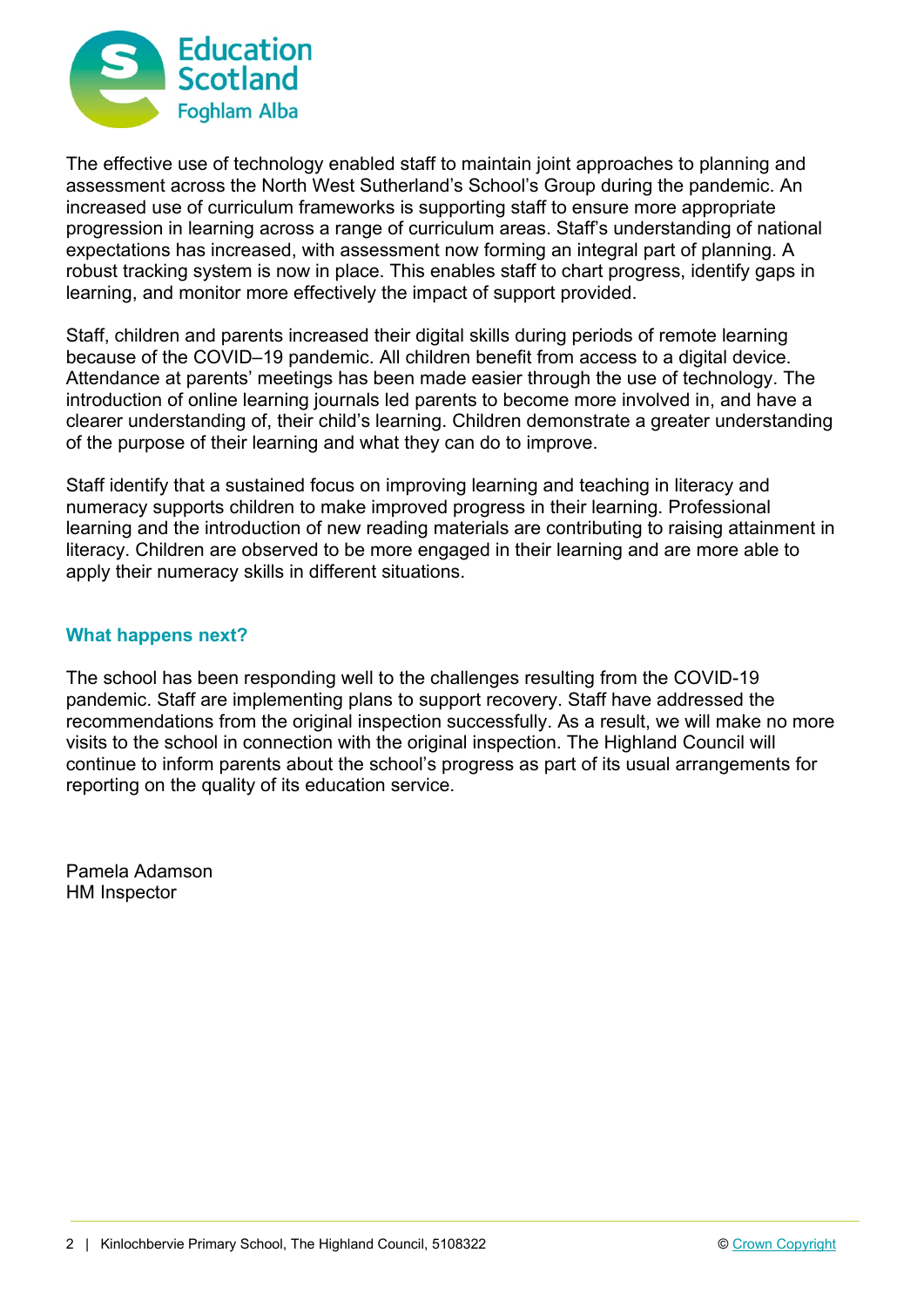The effective use of technology enabled staff to maintain joint approaches to planning and assessment across the North West Sutherland's School's Group during the pandemic. An increased use of curriculum frameworks is supporting staff to ensure more appropriate progression in learning across a range of curriculum areas. Staff's understanding of national expectations has increased, with assessment now forming an integral part of planning. A robust tracking system is now in place. This enables staff to chart progress, identify gaps in learning, and monitor more effectively the impact of support provided.

Staff, children and parents increased their digital skills during periods of remote learning because of the COVID–19 pandemic. All children benefit from access to a digital device. Attendance at parents' meetings has been made easier through the use of technology. The introduction of online learning journals led parents to become more involved in, and have a clearer understanding of, their child's learning. Children demonstrate a greater understanding of the purpose of their learning and what they can do to improve.

Staff identify that a sustained focus on improving learning and teaching in literacy and numeracy supports children to make improved progress in their learning. Professional learning and the introduction of new reading materials are contributing to raising attainment in literacy. Children are observed to be more engaged in their learning and are more able to apply their numeracy skills in different situations.

## What happens next?

The school has been responding well to the challenges resulting from the COVID-19 pandemic. Staff are implementing plans to support recovery. Staff have addressed the recommendations from the original inspection successfully. As a result, we will make no more visits to the school in connection with the original inspection. The Highland Council will continue to inform parents about the school's progress as part of its usual arrangements for reporting on the quality of its education service.

Pamela Adamson
HM Inspector